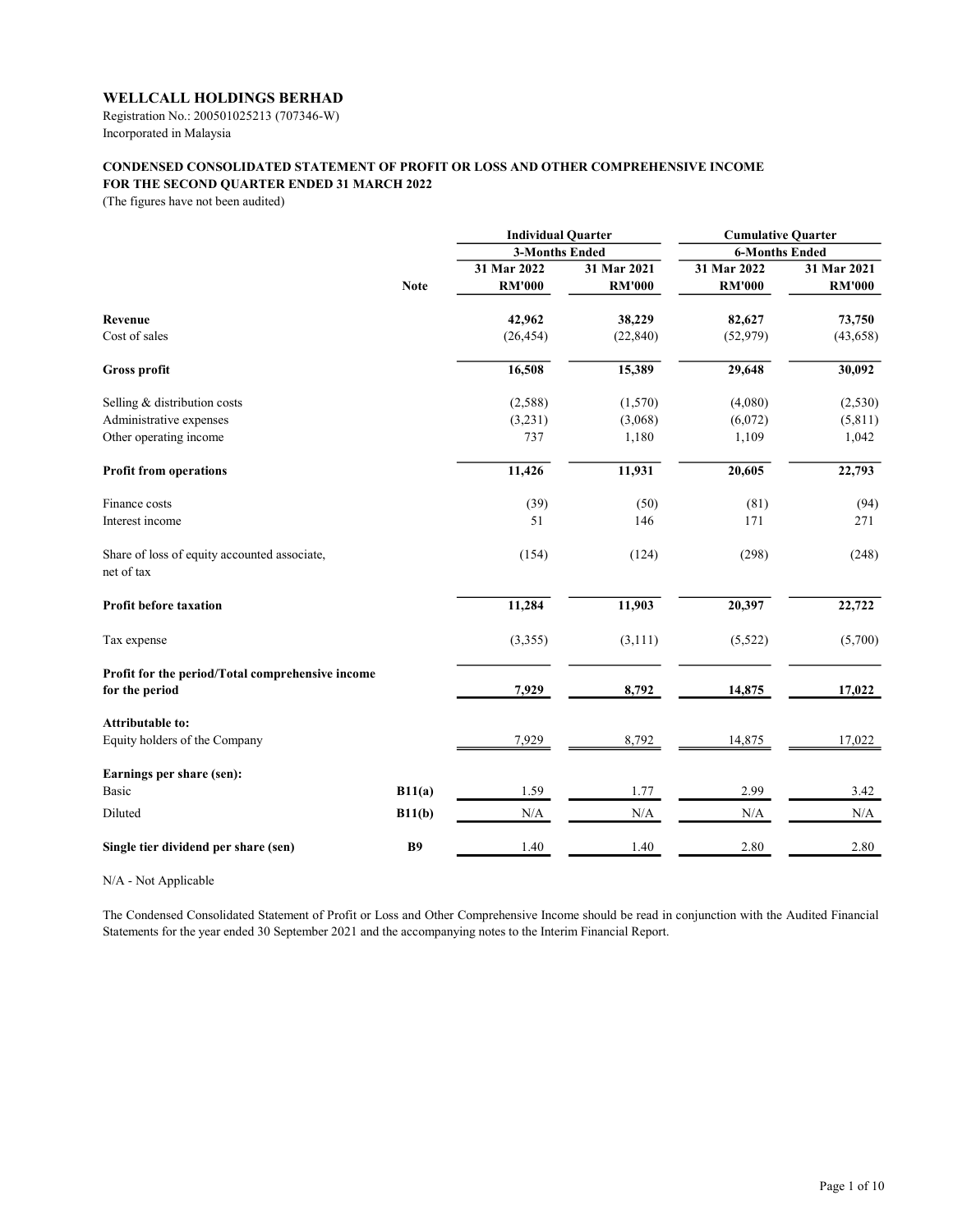**WELLCALL HOLDINGS BERHAD**

Registration No.: 200501025213 (707346-W)

Incorporated in Malaysia

**CONDENSED CONSOLIDATED STATEMENT OF PROFIT OR LOSS AND OTHER COMPREHENSIVE INCOME FOR THE SECOND QUARTER ENDED 31 MARCH 2022**

(The figures have not been audited)

| | Note | Individual Quarter | | Cumulative Quarter | |
|---|---|---|---|---|---|
| | | 3-Months Ended | | 6-Months Ended | |
| | | 31 Mar 2022 | 31 Mar 2021 | 31 Mar 2022 | 31 Mar 2021 |
| | | RM'000 | RM'000 | RM'000 | RM'000 |
| **Revenue** | | **42,962** | **38,229** | **82,627** | **73,750** |
| Cost of sales | | (26,454) | (22,840) | (52,979) | (43,658) |
| **Gross profit** | | **16,508** | **15,389** | **29,648** | **30,092** |
| Selling & distribution costs | | (2,588) | (1,570) | (4,080) | (2,530) |
| Administrative expenses | | (3,231) | (3,068) | (6,072) | (5,811) |
| Other operating income | | 737 | 1,180 | 1,109 | 1,042 |
| **Profit from operations** | | **11,426** | **11,931** | **20,605** | **22,793** |
| Finance costs | | (39) | (50) | (81) | (94) |
| Interest income | | 51 | 146 | 171 | 271 |
| Share of loss of equity accounted associate, net of tax | | (154) | (124) | (298) | (248) |
| **Profit before taxation** | | **11,284** | **11,903** | **20,397** | **22,722** |
| Tax expense | | (3,355) | (3,111) | (5,522) | (5,700) |
| **Profit for the period/Total comprehensive income for the period** | | **7,929** | **8,792** | **14,875** | **17,022** |
| **Attributable to:** | | | | | |
| Equity holders of the Company | | 7,929 | 8,792 | 14,875 | 17,022 |
| **Earnings per share (sen):** | | | | | |
| Basic | **B11(a)** | 1.59 | 1.77 | 2.99 | 3.42 |
| Diluted | **B11(b)** | N/A | N/A | N/A | N/A |
| **Single tier dividend per share (sen)** | **B9** | 1.40 | 1.40 | 2.80 | 2.80 |

N/A - Not Applicable

The Condensed Consolidated Statement of Profit or Loss and Other Comprehensive Income should be read in conjunction with the Audited Financial Statements for the year ended 30 September 2021 and the accompanying notes to the Interim Financial Report.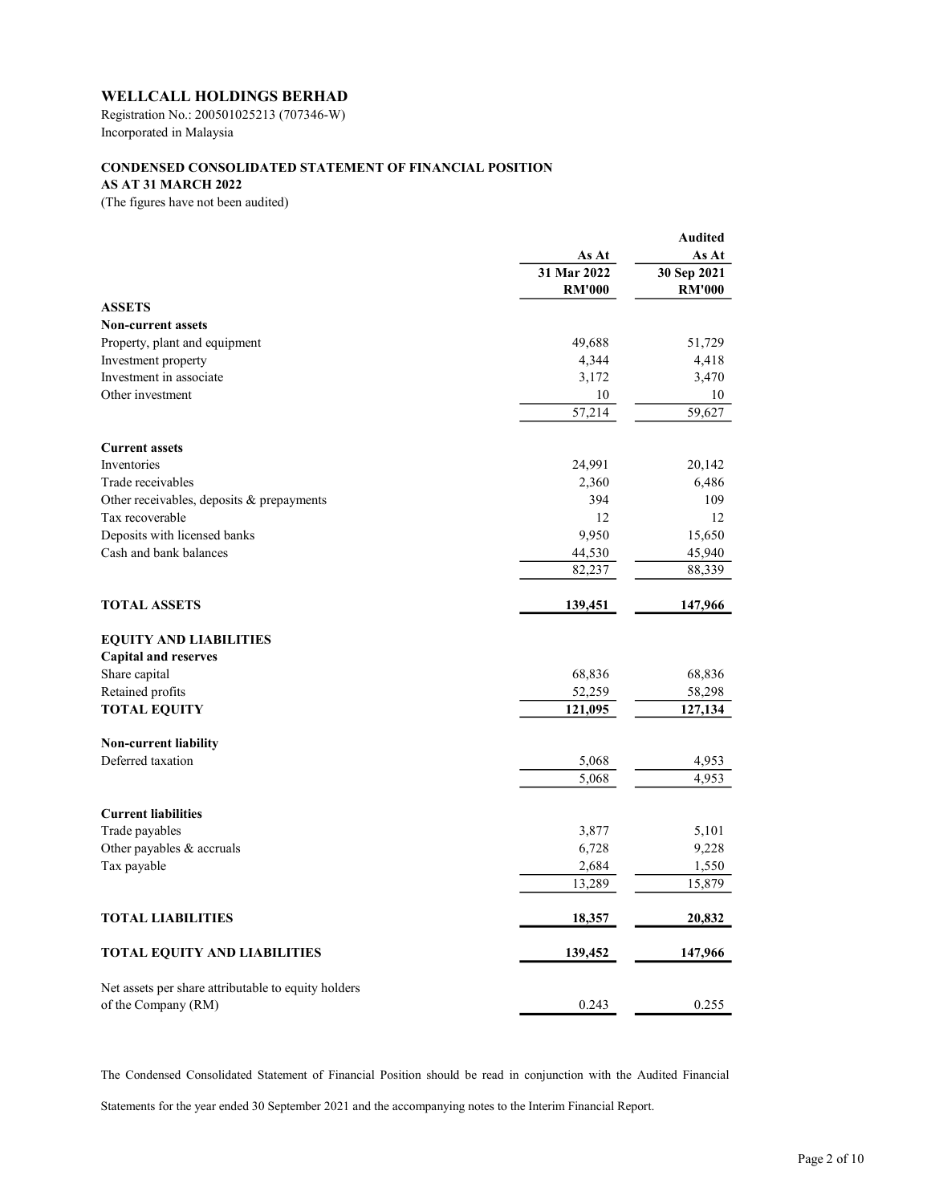**WELLCALL HOLDINGS BERHAD**
Registration No.: 200501025213 (707346-W)
Incorporated in Malaysia

**CONDENSED CONSOLIDATED STATEMENT OF FINANCIAL POSITION**
**AS AT 31 MARCH 2022**
(The figures have not been audited)

| | As At 31 Mar 2022 RM'000 | Audited As At 30 Sep 2021 RM'000 |
|---|---|---|
| **ASSETS** | | |
| **Non-current assets** | | |
| Property, plant and equipment | 49,688 | 51,729 |
| Investment property | 4,344 | 4,418 |
| Investment in associate | 3,172 | 3,470 |
| Other investment | 10 | 10 |
| | 57,214 | 59,627 |
| **Current assets** | | |
| Inventories | 24,991 | 20,142 |
| Trade receivables | 2,360 | 6,486 |
| Other receivables, deposits & prepayments | 394 | 109 |
| Tax recoverable | 12 | 12 |
| Deposits with licensed banks | 9,950 | 15,650 |
| Cash and bank balances | 44,530 | 45,940 |
| | 82,237 | 88,339 |
| **TOTAL ASSETS** | **139,451** | **147,966** |
| **EQUITY AND LIABILITIES** | | |
| **Capital and reserves** | | |
| Share capital | 68,836 | 68,836 |
| Retained profits | 52,259 | 58,298 |
| **TOTAL EQUITY** | **121,095** | **127,134** |
| **Non-current liability** | | |
| Deferred taxation | 5,068 | 4,953 |
| | 5,068 | 4,953 |
| **Current liabilities** | | |
| Trade payables | 3,877 | 5,101 |
| Other payables & accruals | 6,728 | 9,228 |
| Tax payable | 2,684 | 1,550 |
| | 13,289 | 15,879 |
| **TOTAL LIABILITIES** | **18,357** | **20,832** |
| **TOTAL EQUITY AND LIABILITIES** | **139,452** | **147,966** |
| Net assets per share attributable to equity holders of the Company (RM) | 0.243 | 0.255 |

The Condensed Consolidated Statement of Financial Position should be read in conjunction with the Audited Financial Statements for the year ended 30 September 2021 and the accompanying notes to the Interim Financial Report.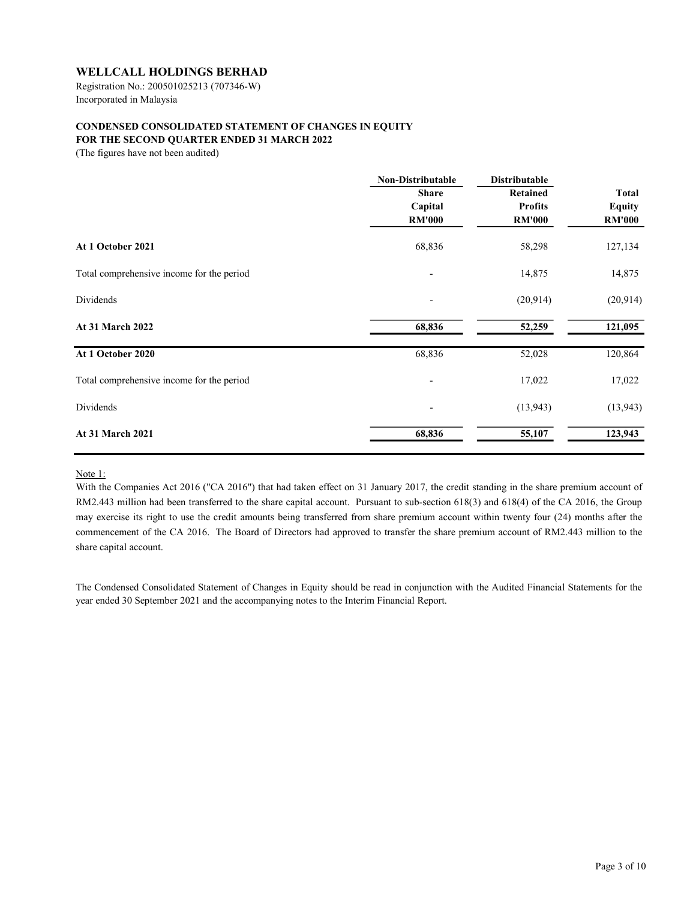## WELLCALL HOLDINGS BERHAD

Registration No.: 200501025213 (707346-W)
Incorporated in Malaysia

### CONDENSED CONSOLIDATED STATEMENT OF CHANGES IN EQUITY
### FOR THE SECOND QUARTER ENDED 31 MARCH 2022

(The figures have not been audited)

| | Non-Distributable | Distributable | |
|---|---|---|---|
| | Share Capital RM'000 | Retained Profits RM'000 | Total Equity RM'000 |
| **At 1 October 2021** | 68,836 | 58,298 | 127,134 |
| Total comprehensive income for the period | - | 14,875 | 14,875 |
| Dividends | - | (20,914) | (20,914) |
| **At 31 March 2022** | **68,836** | **52,259** | **121,095** |
| **At 1 October 2020** | 68,836 | 52,028 | 120,864 |
| Total comprehensive income for the period | - | 17,022 | 17,022 |
| Dividends | - | (13,943) | (13,943) |
| **At 31 March 2021** | **68,836** | **55,107** | **123,943** |

Note 1:
With the Companies Act 2016 ("CA 2016") that had taken effect on 31 January 2017, the credit standing in the share premium account of RM2.443 million had been transferred to the share capital account. Pursuant to sub-section 618(3) and 618(4) of the CA 2016, the Group may exercise its right to use the credit amounts being transferred from share premium account within twenty four (24) months after the commencement of the CA 2016. The Board of Directors had approved to transfer the share premium account of RM2.443 million to the share capital account.

The Condensed Consolidated Statement of Changes in Equity should be read in conjunction with the Audited Financial Statements for the year ended 30 September 2021 and the accompanying notes to the Interim Financial Report.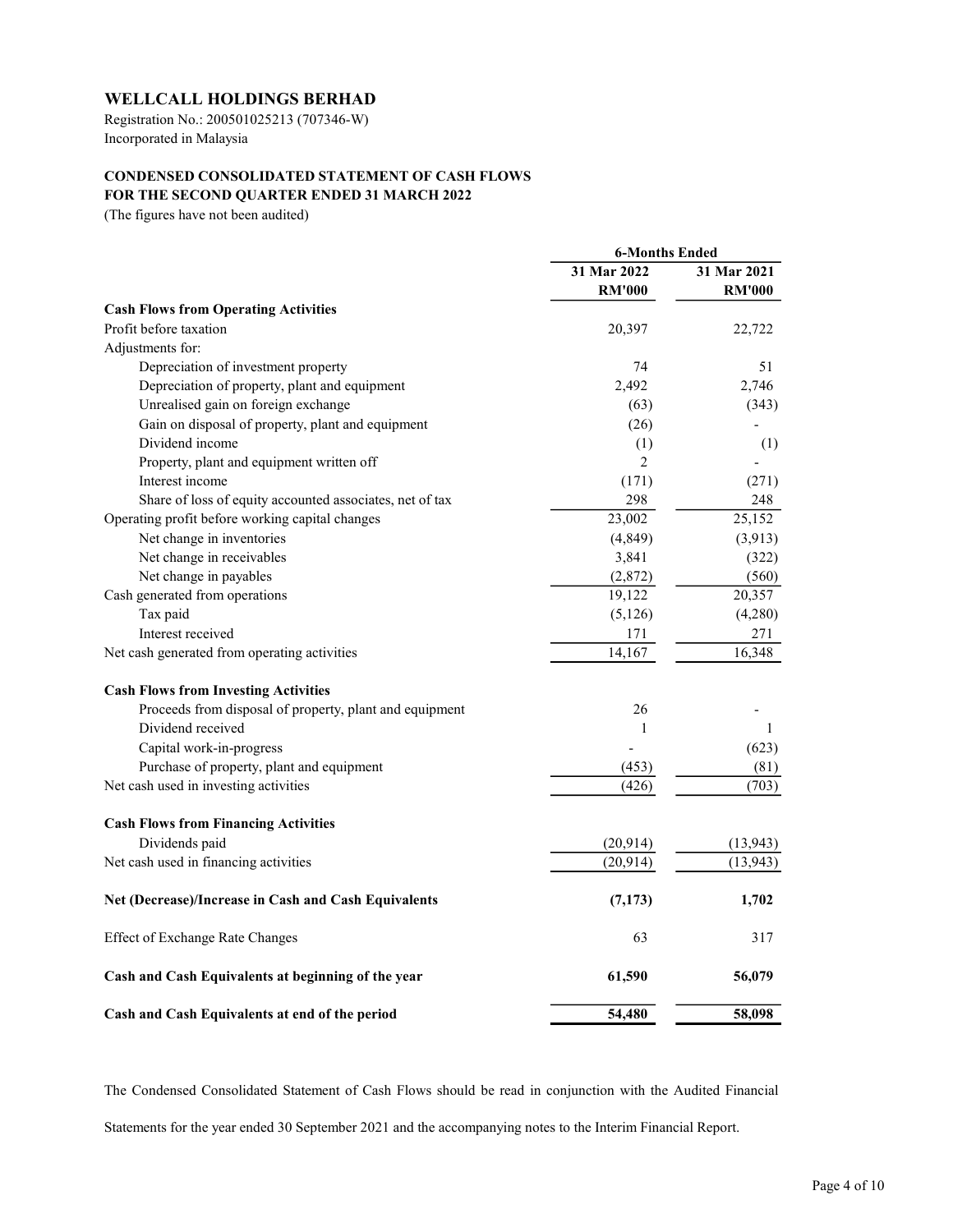# WELLCALL HOLDINGS BERHAD

Registration No.: 200501025213 (707346-W)
Incorporated in Malaysia

## CONDENSED CONSOLIDATED STATEMENT OF CASH FLOWS
## FOR THE SECOND QUARTER ENDED 31 MARCH 2022

(The figures have not been audited)

| | 6-Months Ended | |
|---|---|---|
| | 31 Mar 2022 RM'000 | 31 Mar 2021 RM'000 |
| **Cash Flows from Operating Activities** | | |
| Profit before taxation | 20,397 | 22,722 |
| Adjustments for: | | |
| Depreciation of investment property | 74 | 51 |
| Depreciation of property, plant and equipment | 2,492 | 2,746 |
| Unrealised gain on foreign exchange | (63) | (343) |
| Gain on disposal of property, plant and equipment | (26) | - |
| Dividend income | (1) | (1) |
| Property, plant and equipment written off | 2 | - |
| Interest income | (171) | (271) |
| Share of loss of equity accounted associates, net of tax | 298 | 248 |
| Operating profit before working capital changes | 23,002 | 25,152 |
| Net change in inventories | (4,849) | (3,913) |
| Net change in receivables | 3,841 | (322) |
| Net change in payables | (2,872) | (560) |
| Cash generated from operations | 19,122 | 20,357 |
| Tax paid | (5,126) | (4,280) |
| Interest received | 171 | 271 |
| Net cash generated from operating activities | 14,167 | 16,348 |
| **Cash Flows from Investing Activities** | | |
| Proceeds from disposal of property, plant and equipment | 26 | - |
| Dividend received | 1 | 1 |
| Capital work-in-progress | - | (623) |
| Purchase of property, plant and equipment | (453) | (81) |
| Net cash used in investing activities | (426) | (703) |
| **Cash Flows from Financing Activities** | | |
| Dividends paid | (20,914) | (13,943) |
| Net cash used in financing activities | (20,914) | (13,943) |
| **Net (Decrease)/Increase in Cash and Cash Equivalents** | **(7,173)** | **1,702** |
| Effect of Exchange Rate Changes | 63 | 317 |
| **Cash and Cash Equivalents at beginning of the year** | **61,590** | **56,079** |
| **Cash and Cash Equivalents at end of the period** | **54,480** | **58,098** |

The Condensed Consolidated Statement of Cash Flows should be read in conjunction with the Audited Financial Statements for the year ended 30 September 2021 and the accompanying notes to the Interim Financial Report.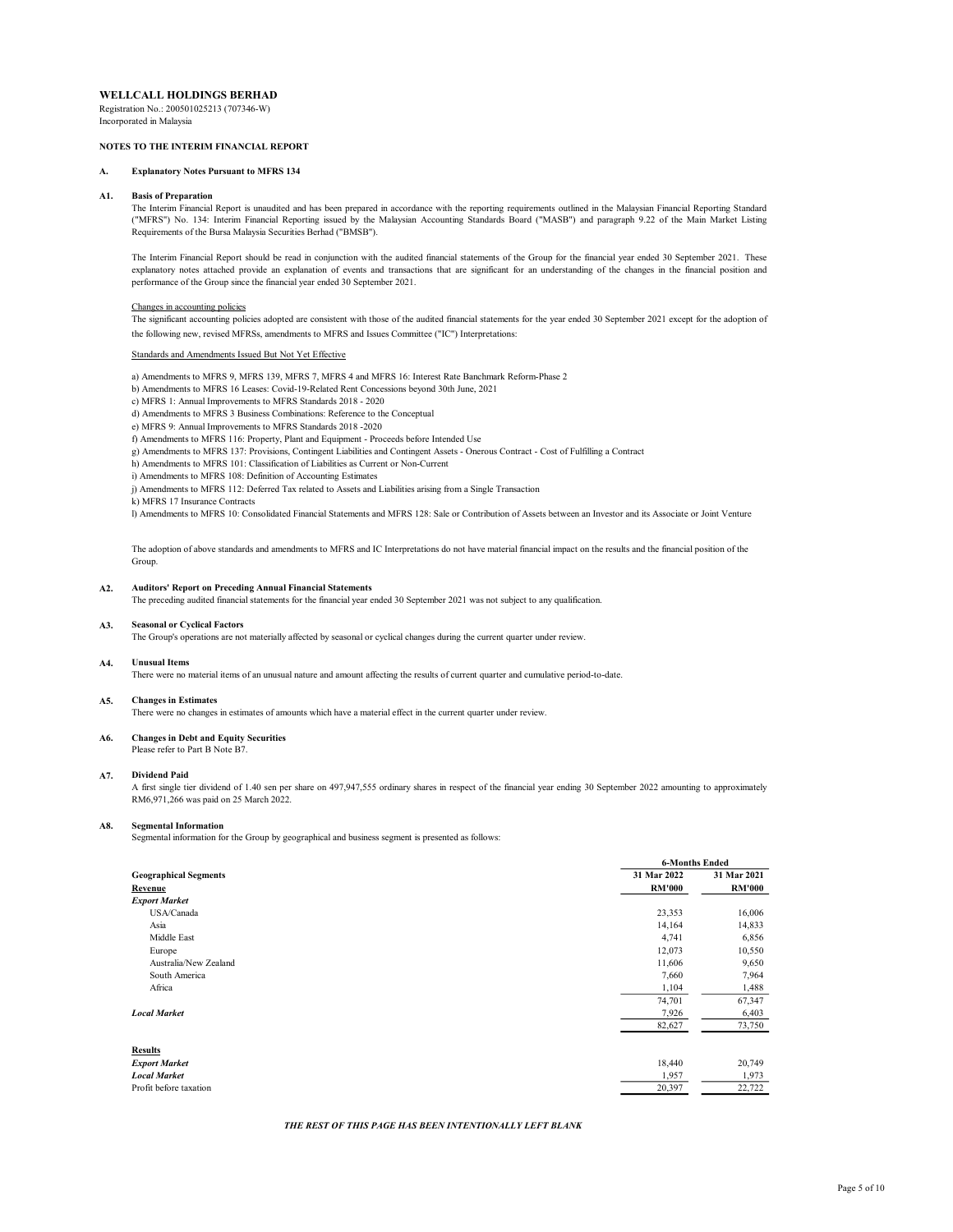**WELLCALL HOLDINGS BERHAD**
Registration No.: 200501025213 (707346-W)
Incorporated in Malaysia

**NOTES TO THE INTERIM FINANCIAL REPORT**

## A. Explanatory Notes Pursuant to MFRS 134

### A1. Basis of Preparation

The Interim Financial Report is unaudited and has been prepared in accordance with the reporting requirements outlined in the Malaysian Financial Reporting Standard ("MFRS") No. 134: Interim Financial Reporting issued by the Malaysian Accounting Standards Board ("MASB") and paragraph 9.22 of the Main Market Listing Requirements of the Bursa Malaysia Securities Berhad ("BMSB").

The Interim Financial Report should be read in conjunction with the audited financial statements of the Group for the financial year ended 30 September 2021. These explanatory notes attached provide an explanation of events and transactions that are significant for an understanding of the changes in the financial position and performance of the Group since the financial year ended 30 September 2021.

Changes in accounting policies

The significant accounting policies adopted are consistent with those of the audited financial statements for the year ended 30 September 2021 except for the adoption of the following new, revised MFRSs, amendments to MFRS and Issues Committee ("IC") Interpretations:

Standards and Amendments Issued But Not Yet Effective

a) Amendments to MFRS 9, MFRS 139, MFRS 7, MFRS 4 and MFRS 16: Interest Rate Banchmark Reform-Phase 2
b) Amendments to MFRS 16 Leases: Covid-19-Related Rent Concessions beyond 30th June, 2021
c) MFRS 1: Annual Improvements to MFRS Standards 2018 - 2020
d) Amendments to MFRS 3 Business Combinations: Reference to the Conceptual
e) MFRS 9: Annual Improvements to MFRS Standards 2018 -2020
f) Amendments to MFRS 116: Property, Plant and Equipment - Proceeds before Intended Use
g) Amendments to MFRS 137: Provisions, Contingent Liabilities and Contingent Assets - Onerous Contract - Cost of Fulfilling a Contract
h) Amendments to MFRS 101: Classification of Liabilities as Current or Non-Current
i) Amendments to MFRS 108: Definition of Accounting Estimates
j) Amendments to MFRS 112: Deferred Tax related to Assets and Liabilities arising from a Single Transaction
k) MFRS 17 Insurance Contracts
l) Amendments to MFRS 10: Consolidated Financial Statements and MFRS 128: Sale or Contribution of Assets between an Investor and its Associate or Joint Venture

The adoption of above standards and amendments to MFRS and IC Interpretations do not have material financial impact on the results and the financial position of the Group.

### A2. Auditors' Report on Preceding Annual Financial Statements

The preceding audited financial statements for the financial year ended 30 September 2021 was not subject to any qualification.

### A3. Seasonal or Cyclical Factors

The Group's operations are not materially affected by seasonal or cyclical changes during the current quarter under review.

### A4. Unusual Items

There were no material items of an unusual nature and amount affecting the results of current quarter and cumulative period-to-date.

### A5. Changes in Estimates

There were no changes in estimates of amounts which have a material effect in the current quarter under review.

### A6. Changes in Debt and Equity Securities

Please refer to Part B Note B7.

### A7. Dividend Paid

A first single tier dividend of 1.40 sen per share on 497,947,555 ordinary shares in respect of the financial year ending 30 September 2022 amounting to approximately RM6,971,266 was paid on 25 March 2022.

### A8. Segmental Information

Segmental information for the Group by geographical and business segment is presented as follows:

| | 6-Months Ended | |
|---|---|---|
| **Geographical Segments** | **31 Mar 2022** | **31 Mar 2021** |
| **Revenue** | **RM'000** | **RM'000** |
| ***Export Market*** | | |
| USA/Canada | 23,353 | 16,006 |
| Asia | 14,164 | 14,833 |
| Middle East | 4,741 | 6,856 |
| Europe | 12,073 | 10,550 |
| Australia/New Zealand | 11,606 | 9,650 |
| South America | 7,660 | 7,964 |
| Africa | 1,104 | 1,488 |
| | 74,701 | 67,347 |
| ***Local Market*** | 7,926 | 6,403 |
| | 82,627 | 73,750 |
| | | |
| **Results** | | |
| ***Export Market*** | 18,440 | 20,749 |
| ***Local Market*** | 1,957 | 1,973 |
| Profit before taxation | 20,397 | 22,722 |

***THE REST OF THIS PAGE HAS BEEN INTENTIONALLY LEFT BLANK***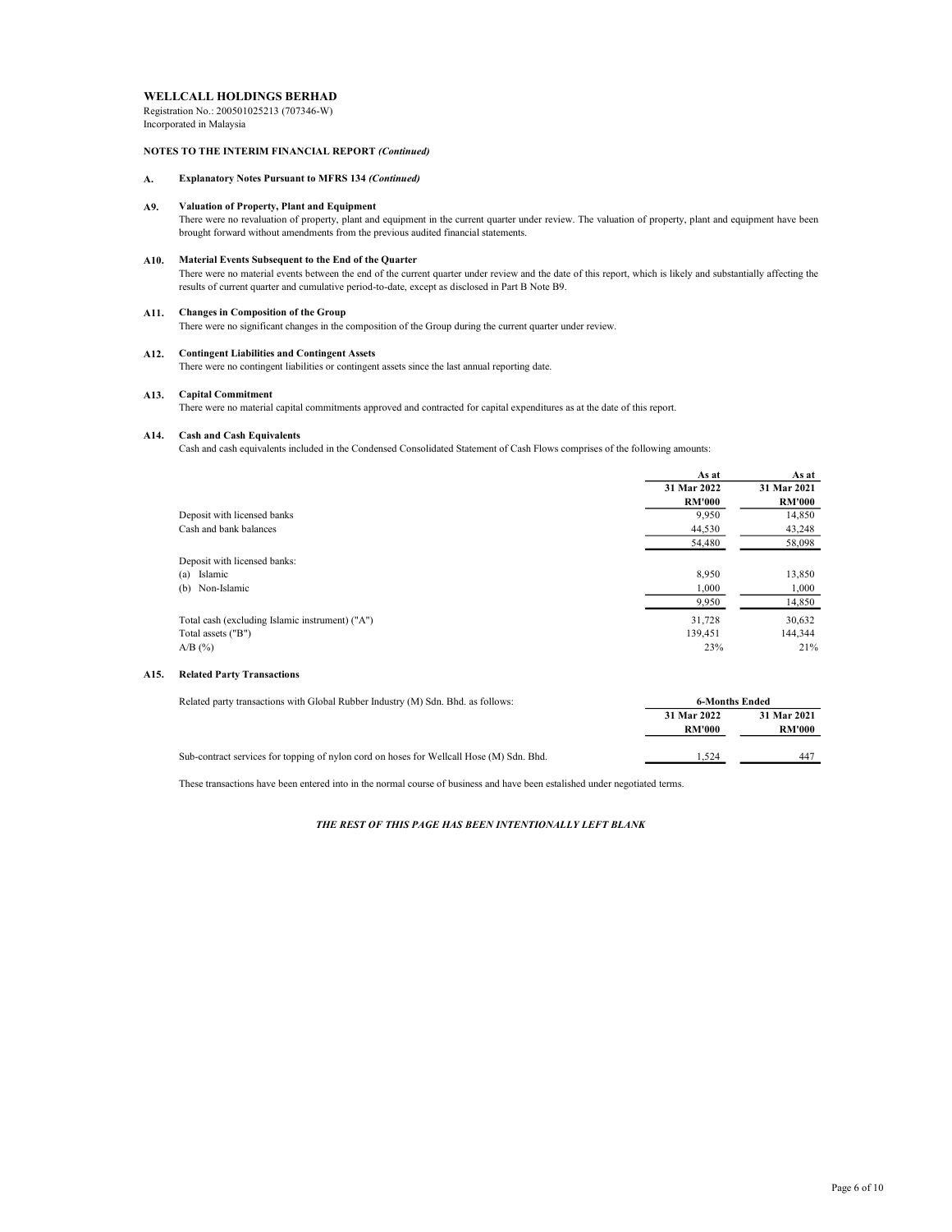**WELLCALL HOLDINGS BERHAD**
Registration No.: 200501025213 (707346-W)
Incorporated in Malaysia

**NOTES TO THE INTERIM FINANCIAL REPORT *(Continued)***

**A. Explanatory Notes Pursuant to MFRS 134 *(Continued)***

**A9. Valuation of Property, Plant and Equipment**

There were no revaluation of property, plant and equipment in the current quarter under review. The valuation of property, plant and equipment have been brought forward without amendments from the previous audited financial statements.

**A10. Material Events Subsequent to the End of the Quarter**

There were no material events between the end of the current quarter under review and the date of this report, which is likely and substantially affecting the results of current quarter and cumulative period-to-date, except as disclosed in Part B Note B9.

**A11. Changes in Composition of the Group**

There were no significant changes in the composition of the Group during the current quarter under review.

**A12. Contingent Liabilities and Contingent Assets**

There were no contingent liabilities or contingent assets since the last annual reporting date.

**A13. Capital Commitment**

There were no material capital commitments approved and contracted for capital expenditures as at the date of this report.

**A14. Cash and Cash Equivalents**

Cash and cash equivalents included in the Condensed Consolidated Statement of Cash Flows comprises of the following amounts:

| | As at 31 Mar 2022 RM'000 | As at 31 Mar 2021 RM'000 |
|---|---|---|
| Deposit with licensed banks | 9,950 | 14,850 |
| Cash and bank balances | 44,530 | 43,248 |
| | 54,480 | 58,098 |
| Deposit with licensed banks: | | |
| (a) Islamic | 8,950 | 13,850 |
| (b) Non-Islamic | 1,000 | 1,000 |
| | 9,950 | 14,850 |
| Total cash (excluding Islamic instrument) ("A") | 31,728 | 30,632 |
| Total assets ("B") | 139,451 | 144,344 |
| A/B (%) | 23% | 21% |

**A15. Related Party Transactions**

| Related party transactions with Global Rubber Industry (M) Sdn. Bhd. as follows: | 6-Months Ended 31 Mar 2022 RM'000 | 6-Months Ended 31 Mar 2021 RM'000 |
|---|---|---|
| Sub-contract services for topping of nylon cord on hoses for Wellcall Hose (M) Sdn. Bhd. | 1,524 | 447 |

These transactions have been entered into in the normal course of business and have been estalished under negotiated terms.

***THE REST OF THIS PAGE HAS BEEN INTENTIONALLY LEFT BLANK***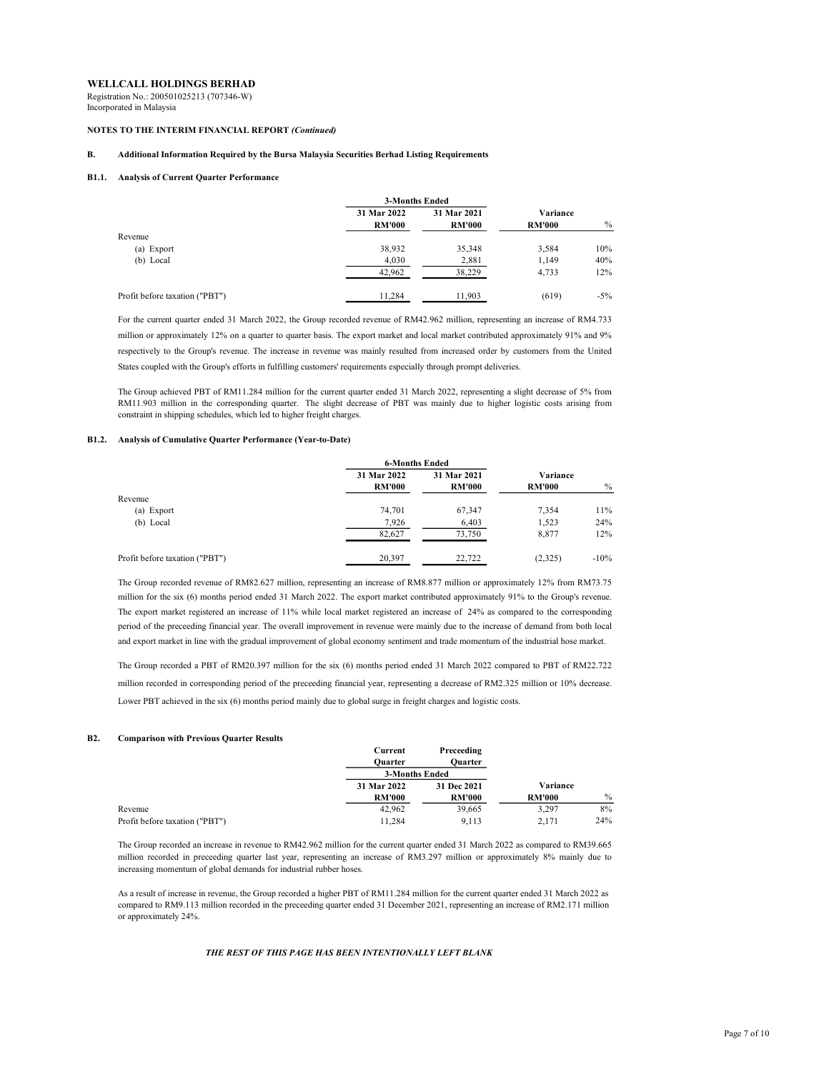**WELLCALL HOLDINGS BERHAD**

Registration No.: 200501025213 (707346-W)
Incorporated in Malaysia

**NOTES TO THE INTERIM FINANCIAL REPORT *(Continued)***

## B. Additional Information Required by the Bursa Malaysia Securities Berhad Listing Requirements

### B1.1. Analysis of Current Quarter Performance

| | 3-Months Ended | | | |
|---|---|---|---|---|
| | 31 Mar 2022 | 31 Mar 2021 | Variance | |
| | RM'000 | RM'000 | RM'000 | % |
| Revenue | | | | |
| (a) Export | 38,932 | 35,348 | 3,584 | 10% |
| (b) Local | 4,030 | 2,881 | 1,149 | 40% |
| | 42,962 | 38,229 | 4,733 | 12% |
| Profit before taxation ("PBT") | 11,284 | 11,903 | (619) | -5% |

For the current quarter ended 31 March 2022, the Group recorded revenue of RM42.962 million, representing an increase of RM4.733 million or approximately 12% on a quarter to quarter basis. The export market and local market contributed approximately 91% and 9% respectively to the Group's revenue. The increase in revenue was mainly resulted from increased order by customers from the United States coupled with the Group's efforts in fulfilling customers' requirements especially through prompt deliveries.

The Group achieved PBT of RM11.284 million for the current quarter ended 31 March 2022, representing a slight decrease of 5% from RM11.903 million in the corresponding quarter. The slight decrease of PBT was mainly due to higher logistic costs arising from constraint in shipping schedules, which led to higher freight charges.

### B1.2. Analysis of Cumulative Quarter Performance (Year-to-Date)

| | 6-Months Ended | | | |
|---|---|---|---|---|
| | 31 Mar 2022 | 31 Mar 2021 | Variance | |
| | RM'000 | RM'000 | RM'000 | % |
| Revenue | | | | |
| (a) Export | 74,701 | 67,347 | 7,354 | 11% |
| (b) Local | 7,926 | 6,403 | 1,523 | 24% |
| | 82,627 | 73,750 | 8,877 | 12% |
| Profit before taxation ("PBT") | 20,397 | 22,722 | (2,325) | -10% |

The Group recorded revenue of RM82.627 million, representing an increase of RM8.877 million or approximately 12% from RM73.75 million for the six (6) months period ended 31 March 2022. The export market contributed approximately 91% to the Group's revenue. The export market registered an increase of 11% while local market registered an increase of 24% as compared to the corresponding period of the preceeding financial year. The overall improvement in revenue were mainly due to the increase of demand from both local and export market in line with the gradual improvement of global economy sentiment and trade momentum of the industrial hose market.

The Group recorded a PBT of RM20.397 million for the six (6) months period ended 31 March 2022 compared to PBT of RM22.722 million recorded in corresponding period of the preceeding financial year, representing a decrease of RM2.325 million or 10% decrease. Lower PBT achieved in the six (6) months period mainly due to global surge in freight charges and logistic costs.

### B2. Comparison with Previous Quarter Results

| | Current Quarter | Preceeding Quarter | | |
|---|---|---|---|---|
| | 3-Months Ended | | | |
| | 31 Mar 2022 | 31 Dec 2021 | Variance | |
| | RM'000 | RM'000 | RM'000 | % |
| Revenue | 42,962 | 39,665 | 3,297 | 8% |
| Profit before taxation ("PBT") | 11,284 | 9,113 | 2,171 | 24% |

The Group recorded an increase in revenue to RM42.962 million for the current quarter ended 31 March 2022 as compared to RM39.665 million recorded in preceeding quarter last year, representing an increase of RM3.297 million or approximately 8% mainly due to increasing momentum of global demands for industrial rubber hoses.

As a result of increase in revenue, the Group recorded a higher PBT of RM11.284 million for the current quarter ended 31 March 2022 as compared to RM9.113 million recorded in the preceeding quarter ended 31 December 2021, representing an increase of RM2.171 million or approximately 24%.

***THE REST OF THIS PAGE HAS BEEN INTENTIONALLY LEFT BLANK***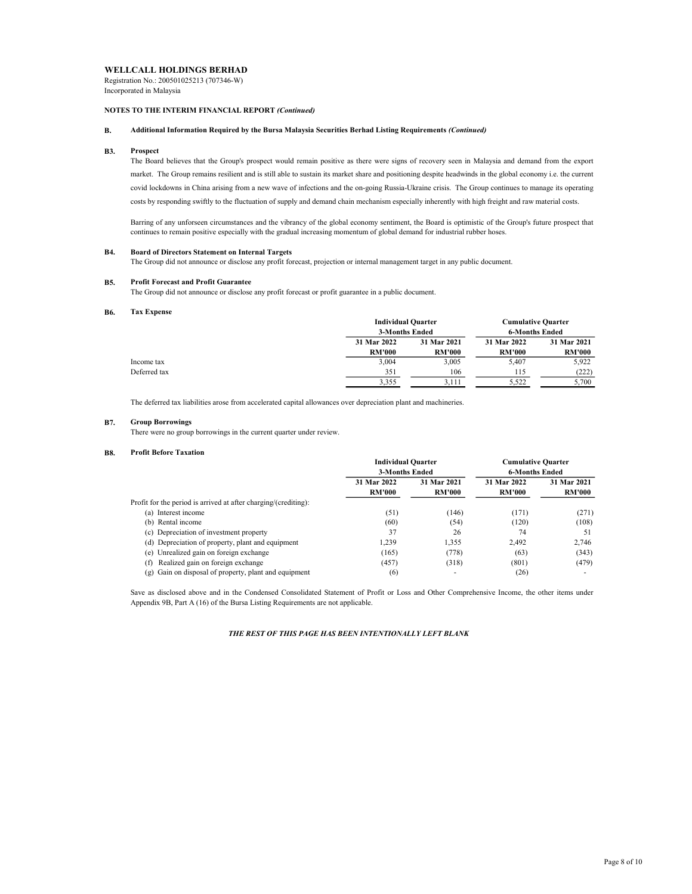**WELLCALL HOLDINGS BERHAD**
Registration No.: 200501025213 (707346-W)
Incorporated in Malaysia

**NOTES TO THE INTERIM FINANCIAL REPORT *(Continued)***

**B. Additional Information Required by the Bursa Malaysia Securities Berhad Listing Requirements *(Continued)***

**B3. Prospect**

The Board believes that the Group's prospect would remain positive as there were signs of recovery seen in Malaysia and demand from the export market. The Group remains resilient and is still able to sustain its market share and positioning despite headwinds in the global economy i.e. the current covid lockdowns in China arising from a new wave of infections and the on-going Russia-Ukraine crisis. The Group continues to manage its operating costs by responding swiftly to the fluctuation of supply and demand chain mechanism especially inherently with high freight and raw material costs.

Barring of any unforseen circumstances and the vibrancy of the global economy sentiment, the Board is optimistic of the Group's future prospect that continues to remain positive especially with the gradual increasing momentum of global demand for industrial rubber hoses.

**B4. Board of Directors Statement on Internal Targets**

The Group did not announce or disclose any profit forecast, projection or internal management target in any public document.

**B5. Profit Forecast and Profit Guarantee**

The Group did not announce or disclose any profit forecast or profit guarantee in a public document.

**B6. Tax Expense**

| | Individual Quarter | | Cumulative Quarter | |
|---|---|---|---|---|
| | 3-Months Ended | | 6-Months Ended | |
| | 31 Mar 2022 | 31 Mar 2021 | 31 Mar 2022 | 31 Mar 2021 |
| | RM'000 | RM'000 | RM'000 | RM'000 |
| Income tax | 3,004 | 3,005 | 5,407 | 5,922 |
| Deferred tax | 351 | 106 | 115 | (222) |
| | 3,355 | 3,111 | 5,522 | 5,700 |

The deferred tax liabilities arose from accelerated capital allowances over depreciation plant and machineries.

**B7. Group Borrowings**

There were no group borrowings in the current quarter under review.

**B8. Profit Before Taxation**

| | Individual Quarter | | Cumulative Quarter | |
|---|---|---|---|---|
| | 3-Months Ended | | 6-Months Ended | |
| | 31 Mar 2022 | 31 Mar 2021 | 31 Mar 2022 | 31 Mar 2021 |
| | RM'000 | RM'000 | RM'000 | RM'000 |
| Profit for the period is arrived at after charging/(crediting): | | | | |
| (a) Interest income | (51) | (146) | (171) | (271) |
| (b) Rental income | (60) | (54) | (120) | (108) |
| (c) Depreciation of investment property | 37 | 26 | 74 | 51 |
| (d) Depreciation of property, plant and equipment | 1,239 | 1,355 | 2,492 | 2,746 |
| (e) Unrealized gain on foreign exchange | (165) | (778) | (63) | (343) |
| (f) Realized gain on foreign exchange | (457) | (318) | (801) | (479) |
| (g) Gain on disposal of property, plant and equipment | (6) | - | (26) | - |

Save as disclosed above and in the Condensed Consolidated Statement of Profit or Loss and Other Comprehensive Income, the other items under Appendix 9B, Part A (16) of the Bursa Listing Requirements are not applicable.

***THE REST OF THIS PAGE HAS BEEN INTENTIONALLY LEFT BLANK***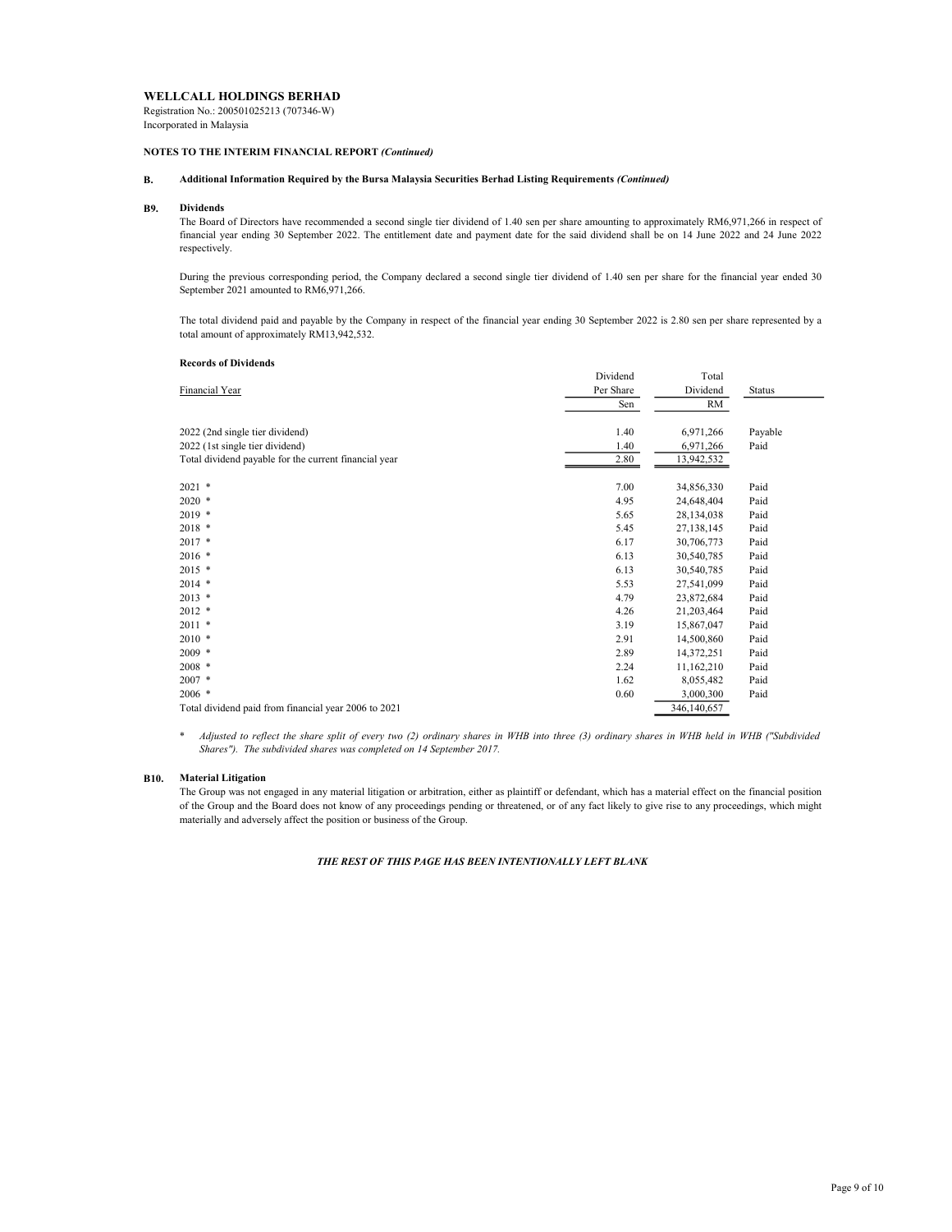**WELLCALL HOLDINGS BERHAD**
Registration No.: 200501025213 (707346-W)
Incorporated in Malaysia

**NOTES TO THE INTERIM FINANCIAL REPORT *(Continued)***

**B. Additional Information Required by the Bursa Malaysia Securities Berhad Listing Requirements *(Continued)***

**B9. Dividends**

The Board of Directors have recommended a second single tier dividend of 1.40 sen per share amounting to approximately RM6,971,266 in respect of financial year ending 30 September 2022. The entitlement date and payment date for the said dividend shall be on 14 June 2022 and 24 June 2022 respectively.

During the previous corresponding period, the Company declared a second single tier dividend of 1.40 sen per share for the financial year ended 30 September 2021 amounted to RM6,971,266.

The total dividend paid and payable by the Company in respect of the financial year ending 30 September 2022 is 2.80 sen per share represented by a total amount of approximately RM13,942,532.

**Records of Dividends**

| Financial Year | Dividend Per Share | Total Dividend | Status |
|---|---|---|---|
| | Sen | RM | |
| 2022 (2nd single tier dividend) | 1.40 | 6,971,266 | Payable |
| 2022 (1st single tier dividend) | 1.40 | 6,971,266 | Paid |
| Total dividend payable for the current financial year | 2.80 | 13,942,532 | |
| 2021 * | 7.00 | 34,856,330 | Paid |
| 2020 * | 4.95 | 24,648,404 | Paid |
| 2019 * | 5.65 | 28,134,038 | Paid |
| 2018 * | 5.45 | 27,138,145 | Paid |
| 2017 * | 6.17 | 30,706,773 | Paid |
| 2016 * | 6.13 | 30,540,785 | Paid |
| 2015 * | 6.13 | 30,540,785 | Paid |
| 2014 * | 5.53 | 27,541,099 | Paid |
| 2013 * | 4.79 | 23,872,684 | Paid |
| 2012 * | 4.26 | 21,203,464 | Paid |
| 2011 * | 3.19 | 15,867,047 | Paid |
| 2010 * | 2.91 | 14,500,860 | Paid |
| 2009 * | 2.89 | 14,372,251 | Paid |
| 2008 * | 2.24 | 11,162,210 | Paid |
| 2007 * | 1.62 | 8,055,482 | Paid |
| 2006 * | 0.60 | 3,000,300 | Paid |
| Total dividend paid from financial year 2006 to 2021 | | 346,140,657 | |

\* *Adjusted to reflect the share split of every two (2) ordinary shares in WHB into three (3) ordinary shares in WHB held in WHB ("Subdivided Shares"). The subdivided shares was completed on 14 September 2017.*

**B10. Material Litigation**

The Group was not engaged in any material litigation or arbitration, either as plaintiff or defendant, which has a material effect on the financial position of the Group and the Board does not know of any proceedings pending or threatened, or of any fact likely to give rise to any proceedings, which might materially and adversely affect the position or business of the Group.

***THE REST OF THIS PAGE HAS BEEN INTENTIONALLY LEFT BLANK***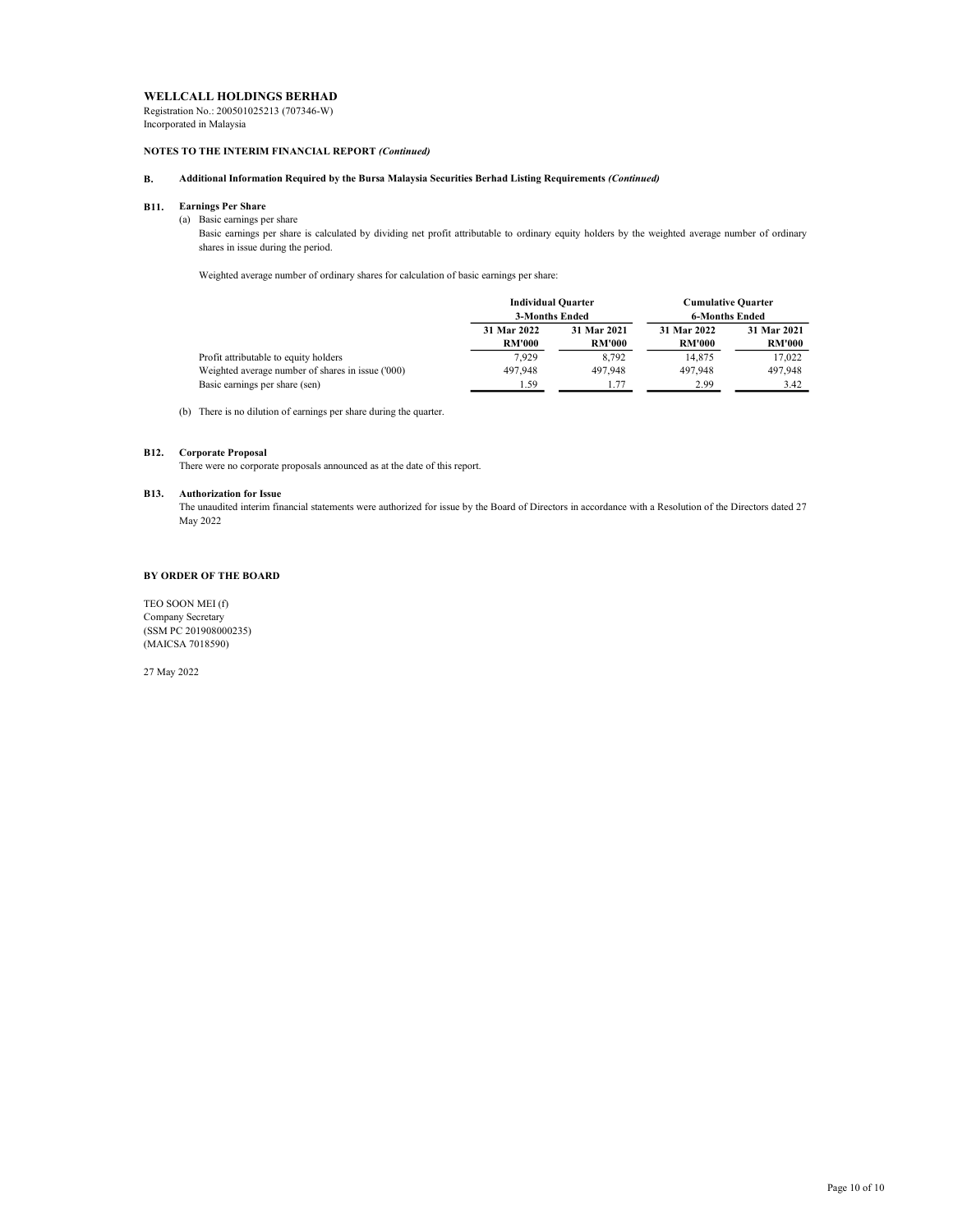**WELLCALL HOLDINGS BERHAD**
Registration No.: 200501025213 (707346-W)
Incorporated in Malaysia

**NOTES TO THE INTERIM FINANCIAL REPORT *(Continued)***

**B. Additional Information Required by the Bursa Malaysia Securities Berhad Listing Requirements *(Continued)***

**B11. Earnings Per Share**

(a) Basic earnings per share

Basic earnings per share is calculated by dividing net profit attributable to ordinary equity holders by the weighted average number of ordinary shares in issue during the period.

Weighted average number of ordinary shares for calculation of basic earnings per share:

| | Individual Quarter 3-Months Ended | | Cumulative Quarter 6-Months Ended | |
|---|---|---|---|---|
| | 31 Mar 2022 RM'000 | 31 Mar 2021 RM'000 | 31 Mar 2022 RM'000 | 31 Mar 2021 RM'000 |
| Profit attributable to equity holders | 7,929 | 8,792 | 14,875 | 17,022 |
| Weighted average number of shares in issue ('000) | 497,948 | 497,948 | 497,948 | 497,948 |
| Basic earnings per share (sen) | 1.59 | 1.77 | 2.99 | 3.42 |

(b) There is no dilution of earnings per share during the quarter.

**B12. Corporate Proposal**

There were no corporate proposals announced as at the date of this report.

**B13. Authorization for Issue**

The unaudited interim financial statements were authorized for issue by the Board of Directors in accordance with a Resolution of the Directors dated 27 May 2022

**BY ORDER OF THE BOARD**

TEO SOON MEI (f)
Company Secretary
(SSM PC 201908000235)
(MAICSA 7018590)

27 May 2022